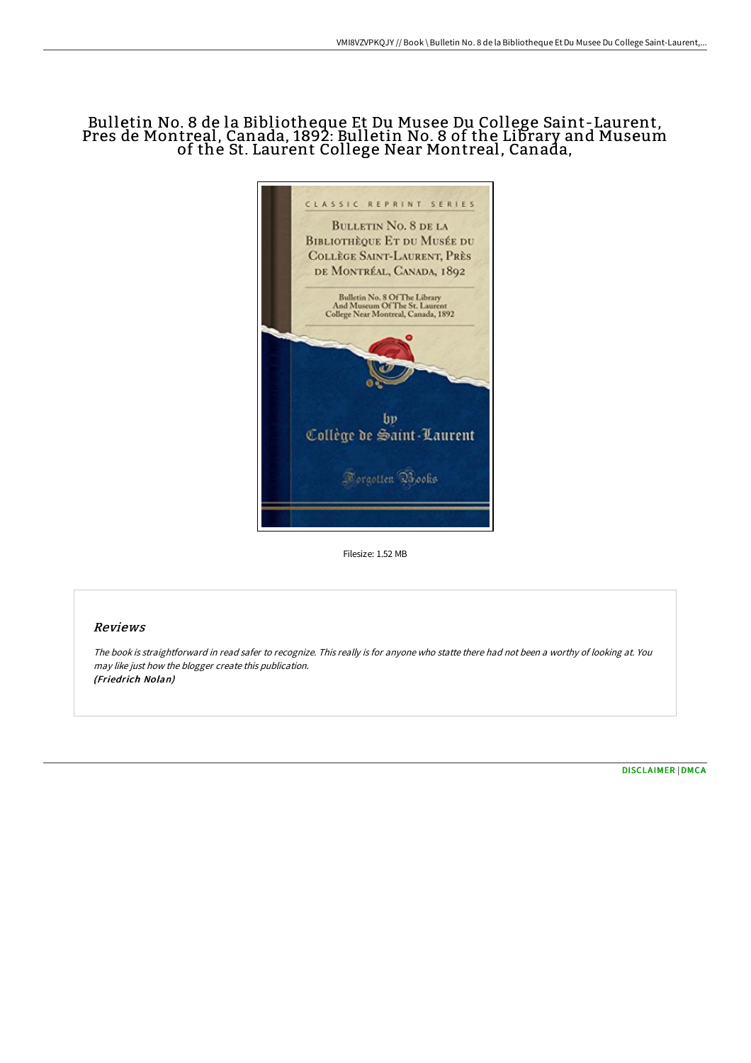# Bulletin No. 8 de la Bibliotheque Et Du Musee Du College Saint-Laurent, Pres de Montreal, Canada, 1892: Bulletin No. 8 of the Library and Museum of the St. Laurent College Near Montreal, Canada,

CLASSIC REPRINT SERIES

BULLETIN NO. 8 DE LA BIBLIOTHÈQUE ET DU MUSÉE DU COLLÈGE SAINT-LAURENT, PRÈS DE MONTRÉAL, CANADA, 1892

Bulletin No. 8 Of The Library And Museum Of The St. Laurent College Near Montreal, Canada, 1892

by

Collège de Saint-Laurent

Forgotten Books

Filesize: 1.52 MB

## Reviews

*The book is straightforward in read safer to recognize. This really is for anyone who statte there had not been a worthy of looking at. You may like just how the blogger create this publication.*
*(Friedrich Nolan)*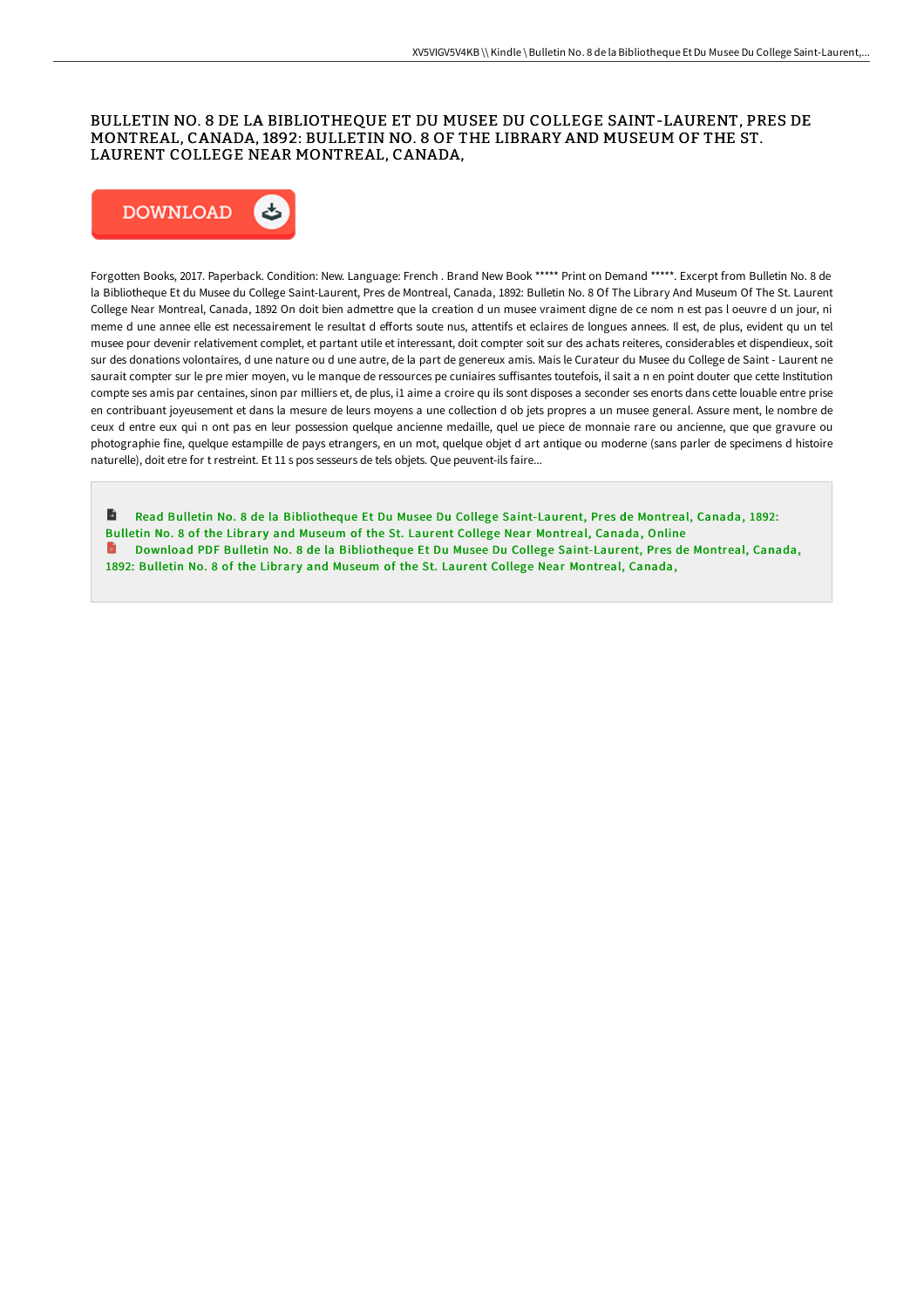# BULLETIN NO. 8 DE LA BIBLIOTHEQUE ET DU MUSEE DU COLLEGE SAINT-LAURENT, PRES DE MONTREAL, CANADA, 1892: BULLETIN NO. 8 OF THE LIBRARY AND MUSEUM OF THE ST. LAURENT COLLEGE NEAR MONTREAL, CANADA,

DOWNLOAD

Forgotten Books, 2017. Paperback. Condition: New. Language: French . Brand New Book ***** Print on Demand *****. Excerpt from Bulletin No. 8 de la Bibliotheque Et du Musee du College Saint-Laurent, Pres de Montreal, Canada, 1892: Bulletin No. 8 Of The Library And Museum Of The St. Laurent College Near Montreal, Canada, 1892 On doit bien admettre que la creation d un musee vraiment digne de ce nom n est pas l oeuvre d un jour, ni meme d une annee elle est necessairement le resultat d efforts soute nus, attentifs et eclaires de longues annees. Il est, de plus, evident qu un tel musee pour devenir relativement complet, et partant utile et interessant, doit compter soit sur des achats reiteres, considerables et dispendieux, soit sur des donations volontaires, d une nature ou d une autre, de la part de genereux amis. Mais le Curateur du Musee du College de Saint - Laurent ne saurait compter sur le pre mier moyen, vu le manque de ressources pe cuniaires suffisantes toutefois, il sait a n en point douter que cette Institution compte ses amis par centaines, sinon par milliers et, de plus, i1 aime a croire qu ils sont disposes a seconder ses enorts dans cette louable entre prise en contribuant joyeusement et dans la mesure de leurs moyens a une collection d ob jets propres a un musee general. Assure ment, le nombre de ceux d entre eux qui n ont pas en leur possession quelque ancienne medaille, quel ue piece de monnaie rare ou ancienne, que que gravure ou photographie fine, quelque estampille de pays etrangers, en un mot, quelque objet d art antique ou moderne (sans parler de specimens d histoire naturelle), doit etre for t restreint. Et 11 s pos sesseurs de tels objets. Que peuvent-ils faire...

Read Bulletin No. 8 de la Bibliotheque Et Du Musee Du College Saint-Laurent, Pres de Montreal, Canada, 1892: Bulletin No. 8 of the Library and Museum of the St. Laurent College Near Montreal, Canada, Online

Download PDF Bulletin No. 8 de la Bibliotheque Et Du Musee Du College Saint-Laurent, Pres de Montreal, Canada, 1892: Bulletin No. 8 of the Library and Museum of the St. Laurent College Near Montreal, Canada,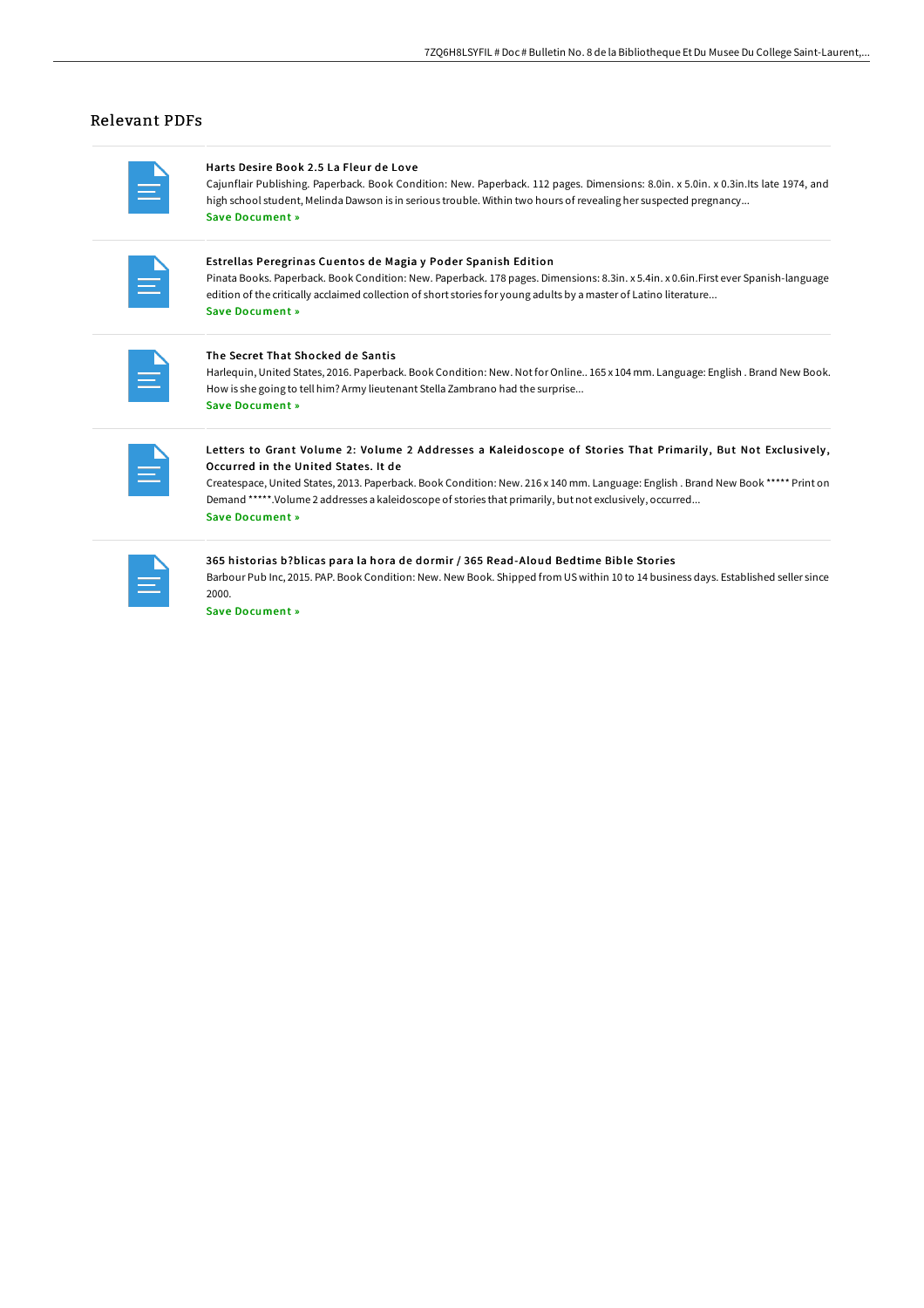## Relevant PDFs

### Harts Desire Book 2.5 La Fleur de Love

Cajunflair Publishing. Paperback. Book Condition: New. Paperback. 112 pages. Dimensions: 8.0in. x 5.0in. x 0.3in.Its late 1974, and high school student, Melinda Dawson is in serious trouble. Within two hours of revealing her suspected pregnancy...

Save Document »

### Estrellas Peregrinas Cuentos de Magia y Poder Spanish Edition

Pinata Books. Paperback. Book Condition: New. Paperback. 178 pages. Dimensions: 8.3in. x 5.4in. x 0.6in.First ever Spanish-language edition of the critically acclaimed collection of short stories for young adults by a master of Latino literature...

Save Document »

### The Secret That Shocked de Santis

Harlequin, United States, 2016. Paperback. Book Condition: New. Not for Online.. 165 x 104 mm. Language: English . Brand New Book. How is she going to tell him? Army lieutenant Stella Zambrano had the surprise...

Save Document »

### Letters to Grant Volume 2: Volume 2 Addresses a Kaleidoscope of Stories That Primarily, But Not Exclusively, Occurred in the United States. It de

Createspace, United States, 2013. Paperback. Book Condition: New. 216 x 140 mm. Language: English . Brand New Book ***** Print on Demand *****.Volume 2 addresses a kaleidoscope of stories that primarily, but not exclusively, occurred...

Save Document »

### 365 historias b?blicas para la hora de dormir / 365 Read-Aloud Bedtime Bible Stories

Barbour Pub Inc, 2015. PAP. Book Condition: New. New Book. Shipped from US within 10 to 14 business days. Established seller since 2000.

Save Document »